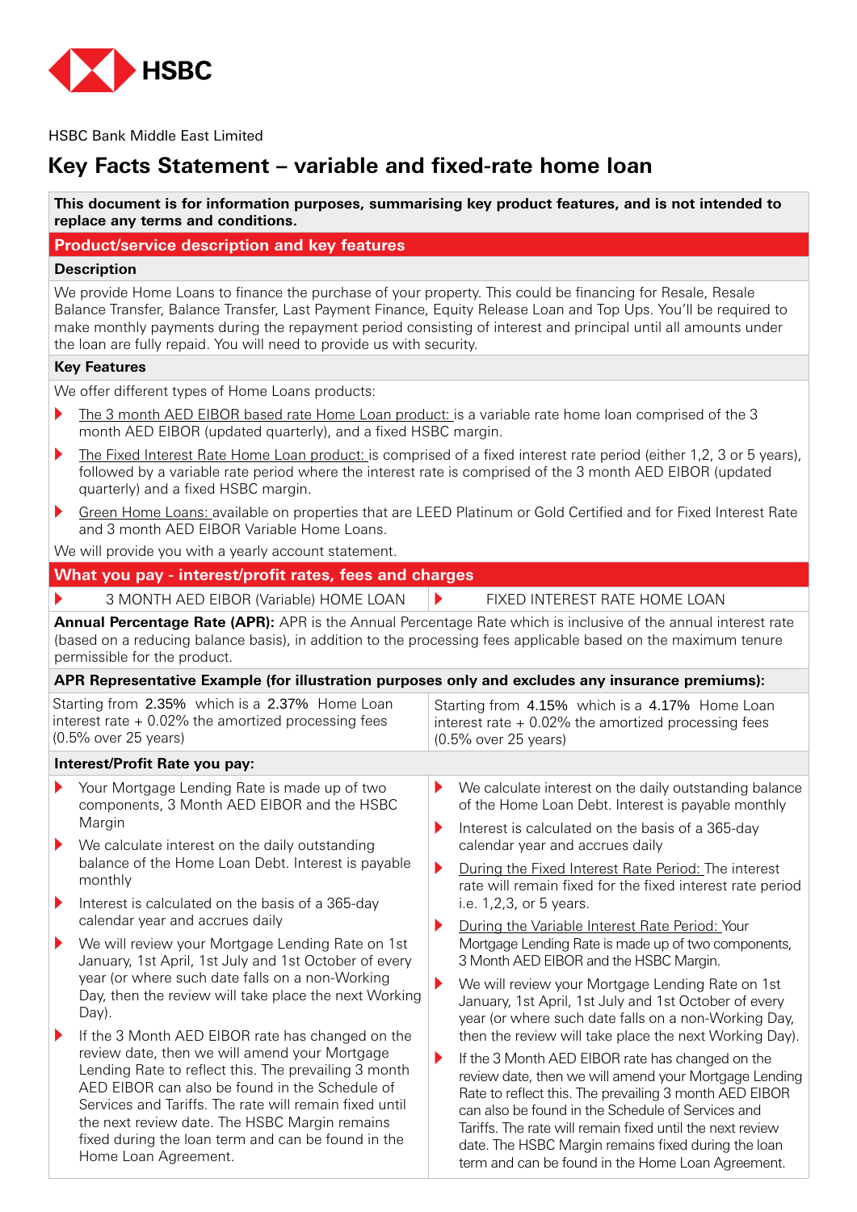HSBC

HSBC Bank Middle East Limited

# Key Facts Statement – variable and fixed-rate home loan

**This document is for information purposes, summarising key product features, and is not intended to replace any terms and conditions.**

## Product/service description and key features

### Description

We provide Home Loans to finance the purchase of your property. This could be financing for Resale, Resale Balance Transfer, Balance Transfer, Last Payment Finance, Equity Release Loan and Top Ups. You'll be required to make monthly payments during the repayment period consisting of interest and principal until all amounts under the loan are fully repaid. You will need to provide us with security.

### Key Features

We offer different types of Home Loans products:

- The 3 month AED EIBOR based rate Home Loan product: is a variable rate home loan comprised of the 3 month AED EIBOR (updated quarterly), and a fixed HSBC margin.
- The Fixed Interest Rate Home Loan product: is comprised of a fixed interest rate period (either 1,2, 3 or 5 years), followed by a variable rate period where the interest rate is comprised of the 3 month AED EIBOR (updated quarterly) and a fixed HSBC margin.
- Green Home Loans: available on properties that are LEED Platinum or Gold Certified and for Fixed Interest Rate and 3 month AED EIBOR Variable Home Loans.

We will provide you with a yearly account statement.

## What you pay - interest/profit rates, fees and charges

| 3 MONTH AED EIBOR (Variable) HOME LOAN | FIXED INTEREST RATE HOME LOAN |
|---|---|

**Annual Percentage Rate (APR):** APR is the Annual Percentage Rate which is inclusive of the annual interest rate (based on a reducing balance basis), in addition to the processing fees applicable based on the maximum tenure permissible for the product.

**APR Representative Example (for illustration purposes only and excludes any insurance premiums):**

| 3 MONTH AED EIBOR (Variable) HOME LOAN | FIXED INTEREST RATE HOME LOAN |
|---|---|
| Starting from 2.35% which is a 2.37% Home Loan interest rate + 0.02% the amortized processing fees (0.5% over 25 years) | Starting from 4.15% which is a 4.17% Home Loan interest rate + 0.02% the amortized processing fees (0.5% over 25 years) |

**Interest/Profit Rate you pay:**

**3 MONTH AED EIBOR (Variable) HOME LOAN**

- Your Mortgage Lending Rate is made up of two components, 3 Month AED EIBOR and the HSBC Margin
- We calculate interest on the daily outstanding balance of the Home Loan Debt. Interest is payable monthly
- Interest is calculated on the basis of a 365-day calendar year and accrues daily
- We will review your Mortgage Lending Rate on 1st January, 1st April, 1st July and 1st October of every year (or where such date falls on a non-Working Day, then the review will take place the next Working Day).
- If the 3 Month AED EIBOR rate has changed on the review date, then we will amend your Mortgage Lending Rate to reflect this. The prevailing 3 month AED EIBOR can also be found in the Schedule of Services and Tariffs. The rate will remain fixed until the next review date. The HSBC Margin remains fixed during the loan term and can be found in the Home Loan Agreement.

**FIXED INTEREST RATE HOME LOAN**

- We calculate interest on the daily outstanding balance of the Home Loan Debt. Interest is payable monthly
- Interest is calculated on the basis of a 365-day calendar year and accrues daily
- During the Fixed Interest Rate Period: The interest rate will remain fixed for the fixed interest rate period i.e. 1,2,3, or 5 years.
- During the Variable Interest Rate Period: Your Mortgage Lending Rate is made up of two components, 3 Month AED EIBOR and the HSBC Margin.
- We will review your Mortgage Lending Rate on 1st January, 1st April, 1st July and 1st October of every year (or where such date falls on a non-Working Day, then the review will take place the next Working Day).
- If the 3 Month AED EIBOR rate has changed on the review date, then we will amend your Mortgage Lending Rate to reflect this. The prevailing 3 month AED EIBOR can also be found in the Schedule of Services and Tariffs. The rate will remain fixed until the next review date. The HSBC Margin remains fixed during the loan term and can be found in the Home Loan Agreement.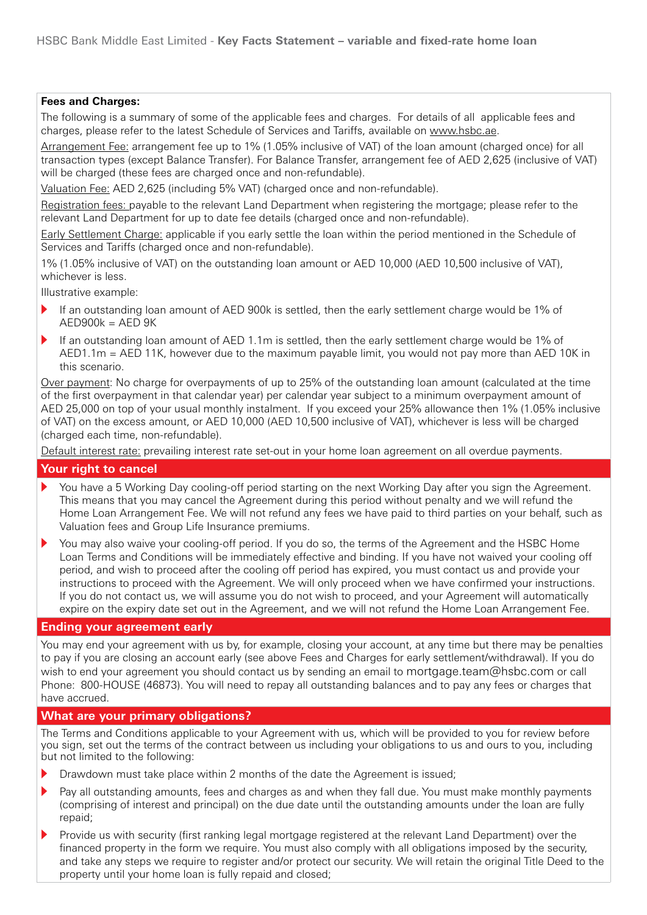**Fees and Charges:**

The following is a summary of some of the applicable fees and charges. For details of all applicable fees and charges, please refer to the latest Schedule of Services and Tariffs, available on www.hsbc.ae.

Arrangement Fee: arrangement fee up to 1% (1.05% inclusive of VAT) of the loan amount (charged once) for all transaction types (except Balance Transfer). For Balance Transfer, arrangement fee of AED 2,625 (inclusive of VAT) will be charged (these fees are charged once and non-refundable).

Valuation Fee: AED 2,625 (including 5% VAT) (charged once and non-refundable).

Registration fees: payable to the relevant Land Department when registering the mortgage; please refer to the relevant Land Department for up to date fee details (charged once and non-refundable).

Early Settlement Charge: applicable if you early settle the loan within the period mentioned in the Schedule of Services and Tariffs (charged once and non-refundable).

1% (1.05% inclusive of VAT) on the outstanding loan amount or AED 10,000 (AED 10,500 inclusive of VAT), whichever is less.

Illustrative example:

- If an outstanding loan amount of AED 900k is settled, then the early settlement charge would be 1% of AED900k = AED 9K
- If an outstanding loan amount of AED 1.1m is settled, then the early settlement charge would be 1% of AED1.1m = AED 11K, however due to the maximum payable limit, you would not pay more than AED 10K in this scenario.

Over payment: No charge for overpayments of up to 25% of the outstanding loan amount (calculated at the time of the first overpayment in that calendar year) per calendar year subject to a minimum overpayment amount of AED 25,000 on top of your usual monthly instalment. If you exceed your 25% allowance then 1% (1.05% inclusive of VAT) on the excess amount, or AED 10,000 (AED 10,500 inclusive of VAT), whichever is less will be charged (charged each time, non-refundable).

Default interest rate: prevailing interest rate set-out in your home loan agreement on all overdue payments.

## Your right to cancel

- You have a 5 Working Day cooling-off period starting on the next Working Day after you sign the Agreement. This means that you may cancel the Agreement during this period without penalty and we will refund the Home Loan Arrangement Fee. We will not refund any fees we have paid to third parties on your behalf, such as Valuation fees and Group Life Insurance premiums.
- You may also waive your cooling-off period. If you do so, the terms of the Agreement and the HSBC Home Loan Terms and Conditions will be immediately effective and binding. If you have not waived your cooling off period, and wish to proceed after the cooling off period has expired, you must contact us and provide your instructions to proceed with the Agreement. We will only proceed when we have confirmed your instructions. If you do not contact us, we will assume you do not wish to proceed, and your Agreement will automatically expire on the expiry date set out in the Agreement, and we will not refund the Home Loan Arrangement Fee.

## Ending your agreement early

You may end your agreement with us by, for example, closing your account, at any time but there may be penalties to pay if you are closing an account early (see above Fees and Charges for early settlement/withdrawal). If you do wish to end your agreement you should contact us by sending an email to mortgage.team@hsbc.com or call Phone: 800-HOUSE (46873). You will need to repay all outstanding balances and to pay any fees or charges that have accrued.

## What are your primary obligations?

The Terms and Conditions applicable to your Agreement with us, which will be provided to you for review before you sign, set out the terms of the contract between us including your obligations to us and ours to you, including but not limited to the following:

- Drawdown must take place within 2 months of the date the Agreement is issued;
- Pay all outstanding amounts, fees and charges as and when they fall due. You must make monthly payments (comprising of interest and principal) on the due date until the outstanding amounts under the loan are fully repaid;
- Provide us with security (first ranking legal mortgage registered at the relevant Land Department) over the financed property in the form we require. You must also comply with all obligations imposed by the security, and take any steps we require to register and/or protect our security. We will retain the original Title Deed to the property until your home loan is fully repaid and closed;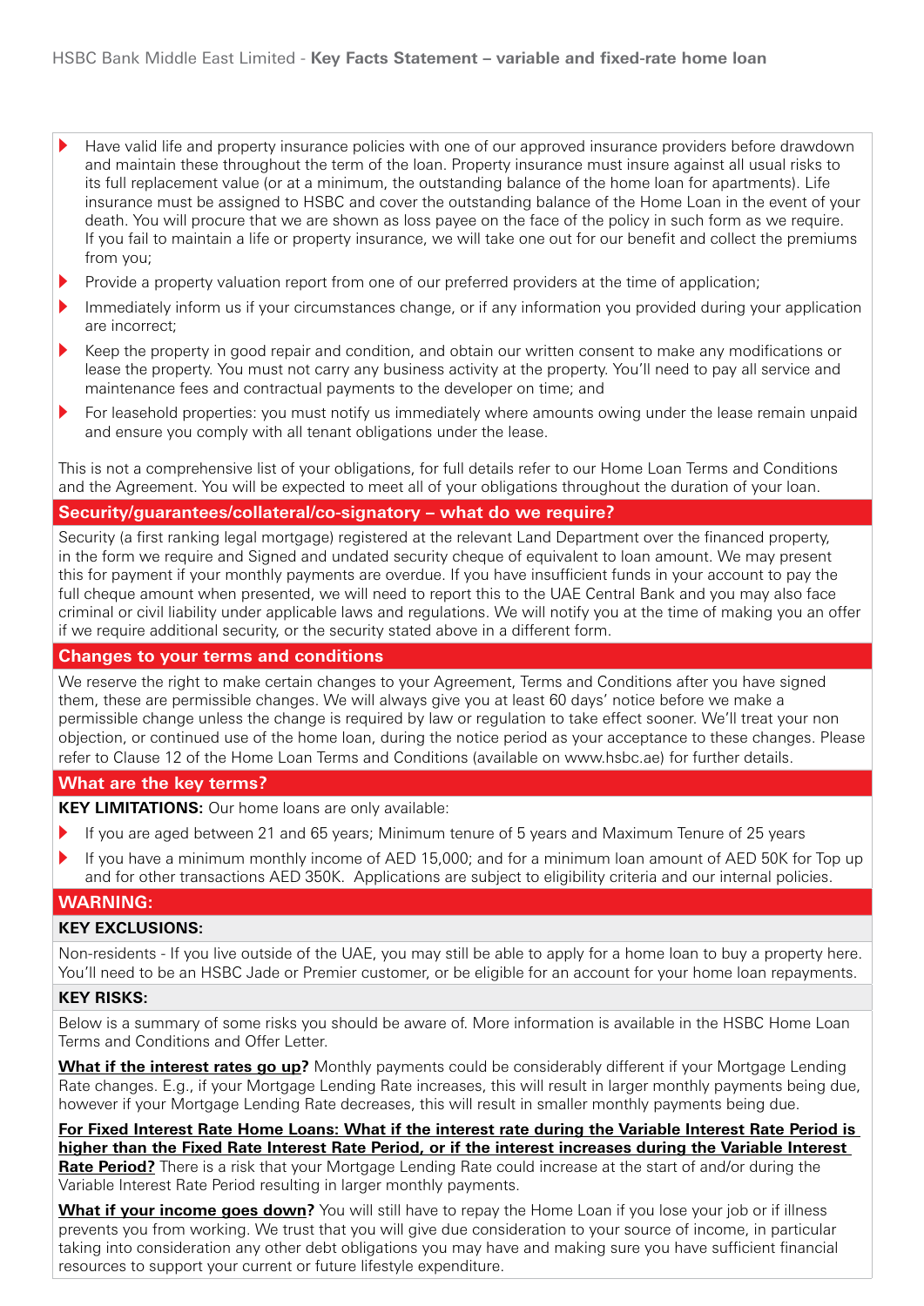- Have valid life and property insurance policies with one of our approved insurance providers before drawdown and maintain these throughout the term of the loan. Property insurance must insure against all usual risks to its full replacement value (or at a minimum, the outstanding balance of the home loan for apartments). Life insurance must be assigned to HSBC and cover the outstanding balance of the Home Loan in the event of your death. You will procure that we are shown as loss payee on the face of the policy in such form as we require. If you fail to maintain a life or property insurance, we will take one out for our benefit and collect the premiums from you;
- Provide a property valuation report from one of our preferred providers at the time of application;
- Immediately inform us if your circumstances change, or if any information you provided during your application are incorrect;
- Keep the property in good repair and condition, and obtain our written consent to make any modifications or lease the property. You must not carry any business activity at the property. You'll need to pay all service and maintenance fees and contractual payments to the developer on time; and
- For leasehold properties: you must notify us immediately where amounts owing under the lease remain unpaid and ensure you comply with all tenant obligations under the lease.

This is not a comprehensive list of your obligations, for full details refer to our Home Loan Terms and Conditions and the Agreement. You will be expected to meet all of your obligations throughout the duration of your loan.

## Security/guarantees/collateral/co-signatory – what do we require?

Security (a first ranking legal mortgage) registered at the relevant Land Department over the financed property, in the form we require and Signed and undated security cheque of equivalent to loan amount. We may present this for payment if your monthly payments are overdue. If you have insufficient funds in your account to pay the full cheque amount when presented, we will need to report this to the UAE Central Bank and you may also face criminal or civil liability under applicable laws and regulations. We will notify you at the time of making you an offer if we require additional security, or the security stated above in a different form.

## Changes to your terms and conditions

We reserve the right to make certain changes to your Agreement, Terms and Conditions after you have signed them, these are permissible changes. We will always give you at least 60 days' notice before we make a permissible change unless the change is required by law or regulation to take effect sooner. We'll treat your non objection, or continued use of the home loan, during the notice period as your acceptance to these changes. Please refer to Clause 12 of the Home Loan Terms and Conditions (available on www.hsbc.ae) for further details.

## What are the key terms?

**KEY LIMITATIONS:** Our home loans are only available:

- If you are aged between 21 and 65 years; Minimum tenure of 5 years and Maximum Tenure of 25 years
- If you have a minimum monthly income of AED 15,000; and for a minimum loan amount of AED 50K for Top up and for other transactions AED 350K. Applications are subject to eligibility criteria and our internal policies.

## WARNING:

### KEY EXCLUSIONS:

Non-residents - If you live outside of the UAE, you may still be able to apply for a home loan to buy a property here. You'll need to be an HSBC Jade or Premier customer, or be eligible for an account for your home loan repayments.

### KEY RISKS:

Below is a summary of some risks you should be aware of. More information is available in the HSBC Home Loan Terms and Conditions and Offer Letter.

**What if the interest rates go up?** Monthly payments could be considerably different if your Mortgage Lending Rate changes. E.g., if your Mortgage Lending Rate increases, this will result in larger monthly payments being due, however if your Mortgage Lending Rate decreases, this will result in smaller monthly payments being due.

**For Fixed Interest Rate Home Loans: What if the interest rate during the Variable Interest Rate Period is higher than the Fixed Rate Interest Rate Period, or if the interest increases during the Variable Interest Rate Period?** There is a risk that your Mortgage Lending Rate could increase at the start of and/or during the Variable Interest Rate Period resulting in larger monthly payments.

**What if your income goes down?** You will still have to repay the Home Loan if you lose your job or if illness prevents you from working. We trust that you will give due consideration to your source of income, in particular taking into consideration any other debt obligations you may have and making sure you have sufficient financial resources to support your current or future lifestyle expenditure.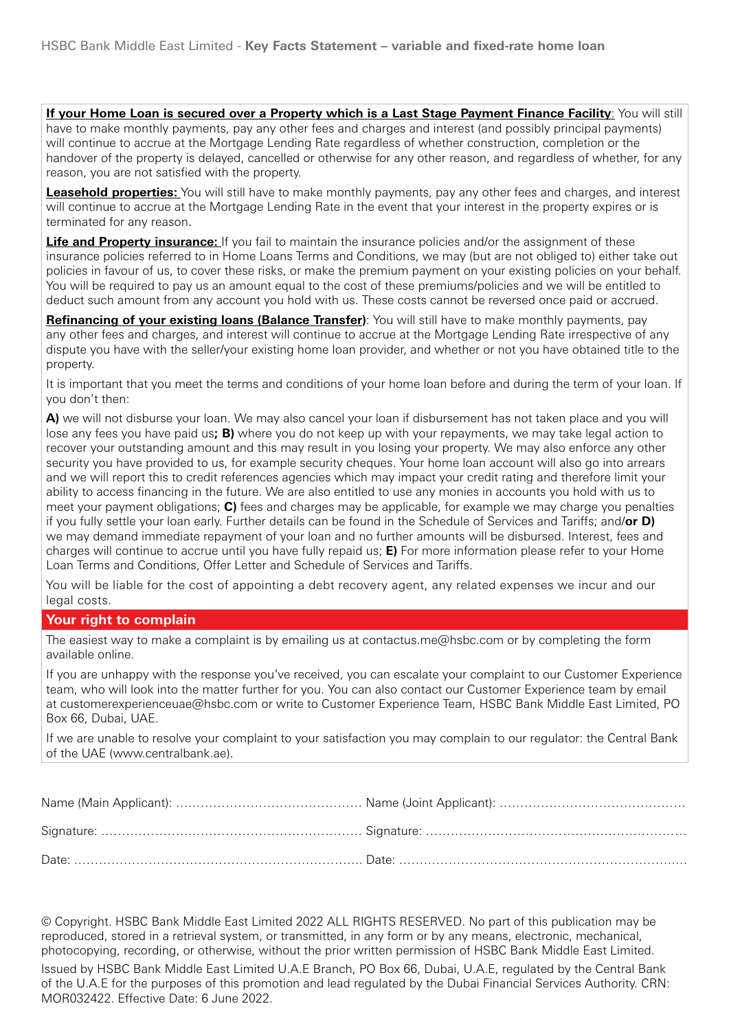**If your Home Loan is secured over a Property which is a Last Stage Payment Finance Facility**: You will still have to make monthly payments, pay any other fees and charges and interest (and possibly principal payments) will continue to accrue at the Mortgage Lending Rate regardless of whether construction, completion or the handover of the property is delayed, cancelled or otherwise for any other reason, and regardless of whether, for any reason, you are not satisfied with the property.

**Leasehold properties:** You will still have to make monthly payments, pay any other fees and charges, and interest will continue to accrue at the Mortgage Lending Rate in the event that your interest in the property expires or is terminated for any reason.

**Life and Property insurance:** If you fail to maintain the insurance policies and/or the assignment of these insurance policies referred to in Home Loans Terms and Conditions, we may (but are not obliged to) either take out policies in favour of us, to cover these risks, or make the premium payment on your existing policies on your behalf. You will be required to pay us an amount equal to the cost of these premiums/policies and we will be entitled to deduct such amount from any account you hold with us. These costs cannot be reversed once paid or accrued.

**Refinancing of your existing loans (Balance Transfer)**: You will still have to make monthly payments, pay any other fees and charges, and interest will continue to accrue at the Mortgage Lending Rate irrespective of any dispute you have with the seller/your existing home loan provider, and whether or not you have obtained title to the property.

It is important that you meet the terms and conditions of your home loan before and during the term of your loan. If you don't then:

**A)** we will not disburse your loan. We may also cancel your loan if disbursement has not taken place and you will lose any fees you have paid us**; B)** where you do not keep up with your repayments, we may take legal action to recover your outstanding amount and this may result in you losing your property. We may also enforce any other security you have provided to us, for example security cheques. Your home loan account will also go into arrears and we will report this to credit references agencies which may impact your credit rating and therefore limit your ability to access financing in the future. We are also entitled to use any monies in accounts you hold with us to meet your payment obligations; **C)** fees and charges may be applicable, for example we may charge you penalties if you fully settle your loan early. Further details can be found in the Schedule of Services and Tariffs; and/**or D)** we may demand immediate repayment of your loan and no further amounts will be disbursed. Interest, fees and charges will continue to accrue until you have fully repaid us; **E)** For more information please refer to your Home Loan Terms and Conditions, Offer Letter and Schedule of Services and Tariffs.

You will be liable for the cost of appointing a debt recovery agent, any related expenses we incur and our legal costs.

## Your right to complain

The easiest way to make a complaint is by emailing us at contactus.me@hsbc.com or by completing the form available online.

If you are unhappy with the response you've received, you can escalate your complaint to our Customer Experience team, who will look into the matter further for you. You can also contact our Customer Experience team by email at customerexperienceuae@hsbc.com or write to Customer Experience Team, HSBC Bank Middle East Limited, PO Box 66, Dubai, UAE.

If we are unable to resolve your complaint to your satisfaction you may complain to our regulator: the Central Bank of the UAE (www.centralbank.ae).

Name (Main Applicant): ............................................ Name (Joint Applicant): ............................................

Signature: ............................................................. Signature: .............................................................

Date: .................................................................... Date: ....................................................................

© Copyright. HSBC Bank Middle East Limited 2022 ALL RIGHTS RESERVED. No part of this publication may be reproduced, stored in a retrieval system, or transmitted, in any form or by any means, electronic, mechanical, photocopying, recording, or otherwise, without the prior written permission of HSBC Bank Middle East Limited.

Issued by HSBC Bank Middle East Limited U.A.E Branch, PO Box 66, Dubai, U.A.E, regulated by the Central Bank of the U.A.E for the purposes of this promotion and lead regulated by the Dubai Financial Services Authority. CRN: MOR032422. Effective Date: 6 June 2022.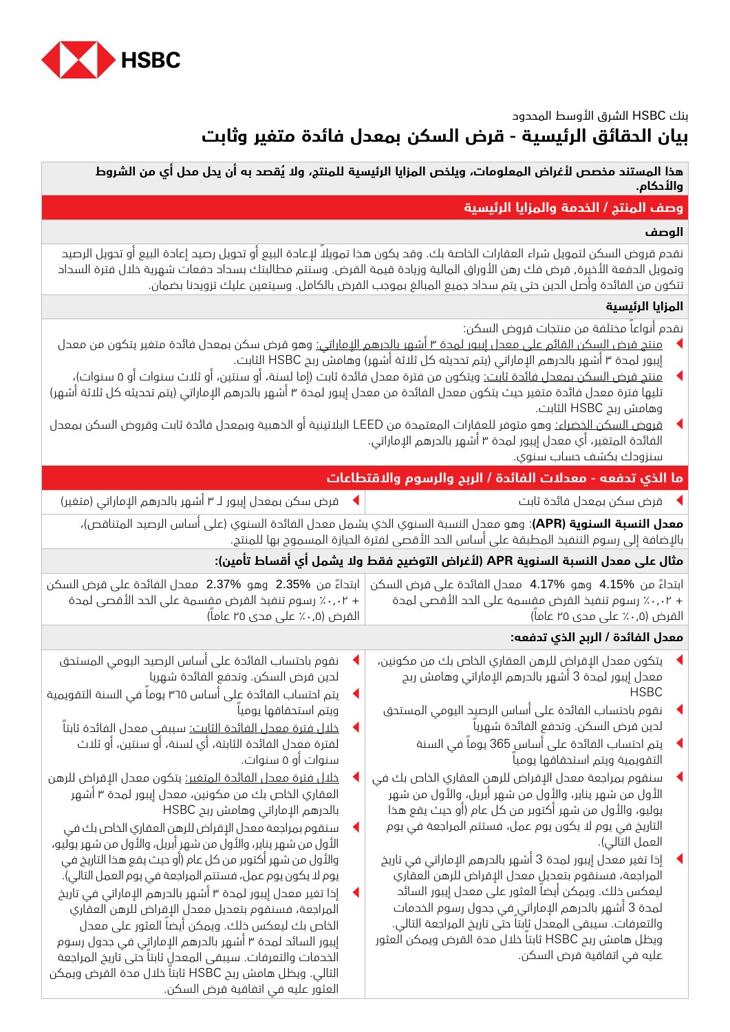HSBC

بنك HSBC الشرق الأوسط المحدود

# بيان الحقائق الرئيسية - قرض السكن بمعدل فائدة متغير وثابت

**هذا المستند مخصص لأغراض المعلومات، ويلخص المزايا الرئيسية للمنتج، ولا يُقصد به أن يحل محل أي من الشروط والأحكام.**

## وصف المنتج / الخدمة والمزايا الرئيسية

### الوصف

نقدم قروض السكن لتمويل شراء العقارات الخاصة بك. وقد يكون هذا تمويلاً لإعادة البيع أو تحويل رصيد إعادة البيع أو تحويل الرصيد وتمويل الدفعة الأخيرة, قرض فك رهن الأوراق المالية وزيادة قيمة القرض. وستتم مطالبتك بسداد دفعات شهرية خلال فترة السداد تتكون من الفائدة وأصل الدين حتى يتم سداد جميع المبالغ بموجب القرض بالكامل. وسيتعين عليك تزويدنا بضمان.

### المزايا الرئيسية

نقدم أنواعاً مختلفة من منتجات قروض السكن:

- منتج قرض السكن القائم على معدل إيبور لمدة ٣ أشهر بالدرهم الإماراتي: وهو قرض سكن بمعدل فائدة متغير يتكون من معدل إيبور لمدة ٣ أشهر بالدرهم الإماراتي (يتم تحديثه كل ثلاثة أشهر) وهامش ربح HSBC الثابت.
- منتج قرض السكن بمعدل فائدة ثابت: ويتكون من فترة معدل فائدة ثابت (إما لسنة، أو سنتين، أو ثلاث سنوات أو ٥ سنوات)، تليها فترة معدل فائدة متغير حيث يتكون معدل الفائدة من معدل إيبور لمدة ٣ أشهر بالدرهم الإماراتي (يتم تحديثه كل ثلاثة أشهر) وهامش ربح HSBC الثابت.
- قروض السكن الخضراء: وهو متوفر للعقارات المعتمدة من LEED البلاتينية أو الذهبية وبمعدل فائدة ثابت وقروض السكن بمعدل الفائدة المتغير، أي معدل إيبور لمدة ٣ أشهر بالدرهم الإماراتي.

سنزودك بكشف حساب سنوي.

## ما الذي تدفعه - معدلات الفائدة / الربح والرسوم والاقتطاعات

| قرض سكن بمعدل فائدة ثابت | قرض سكن بمعدل إيبور لـ ٣ أشهر بالدرهم الإماراتي (متغير) |
|---|---|

**معدل النسبة السنوية (APR)**: وهو معدل النسبة السنوي الذي يشمل معدل الفائدة السنوي (على أساس الرصيد المتناقص)، بالإضافة إلى رسوم التنفيذ المطبقة على أساس الحد الأقصى لفترة الحيازة المسموح بها للمنتج.

**مثال على معدل النسبة السنوية APR (لأغراض التوضيح فقط ولا يشمل أي أقساط تأمين):**

| قرض سكن بمعدل فائدة ثابت | قرض سكن بمعدل إيبور لـ ٣ أشهر بالدرهم الإماراتي (متغير) |
|---|---|
| ابتداءً من 4.15% وهو 4.17% معدل الفائدة على قرض السكن + ٪۰٫۰۲ رسوم تنفيذ القرض مقسمة على الحد الأقصى لمدة القرض (٪۰٫٥ على مدى ٢٥ عاماً) | ابتداءً من 2.35% وهو 2.37% معدل الفائدة على قرض السكن + ٪۰٫۰۲ رسوم تنفيذ القرض مقسمة على الحد الأقصى لمدة القرض (٪۰٫٥ على مدى ٢٥ عاماً) |

**معدل الفائدة / الربح الذي تدفعه:**

**قرض سكن بمعدل فائدة ثابت:**

- يتكون معدل الإقراض للرهن العقاري الخاص بك من مكونين، معدل إيبور لمدة 3 أشهر بالدرهم الإماراتي وهامش ربح HSBC
- نقوم باحتساب الفائدة على أساس الرصيد اليومي المستحق لدين قرض السكن. وتدفع الفائدة شهرياً
- يتم احتساب الفائدة على أساس 365 يوماً في السنة التقويمية ويتم استحقاقها يومياً
- سنقوم بمراجعة معدل الإقراض للرهن العقاري الخاص بك في الأول من شهر يناير، والأول من شهر أبريل، والأول من شهر يوليو، والأول من شهر أكتوبر من كل عام (أو حيث يقع هذا التاريخ في يوم لا يكون يوم عمل، فستتم المراجعة في يوم العمل التالي).
- إذا تغير معدل إيبور لمدة 3 أشهر بالدرهم الإماراتي في تاريخ المراجعة، فسنقوم بتعديل معدل الإقراض للرهن العقاري ليعكس ذلك. ويمكن أيضاً العثور على معدل إيبور السائد لمدة 3 أشهر بالدرهم الإماراتي في جدول رسوم الخدمات والتعرفات. سيبقى المعدل ثابتاً حتى تاريخ المراجعة التالي. ويظل هامش ربح HSBC ثابتاً خلال مدة القرض ويمكن العثور عليه في اتفاقية قرض السكن.

**قرض سكن بمعدل إيبور لـ ٣ أشهر بالدرهم الإماراتي (متغير):**

- نقوم باحتساب الفائدة على أساس الرصيد اليومي المستحق لدين قرض السكن. وتدفع الفائدة شهرياً
- يتم احتساب الفائدة على أساس ٣٦٥ يوماً في السنة التقويمية ويتم استحقاقها يومياً
- خلال فترة معدل الفائدة الثابت: سيبقى معدل الفائدة ثابتاً لفترة معدل الفائدة الثابتة، أي لسنة، أو سنتين، أو لثلاث سنوات أو ٥ سنوات.
- خلال فترة معدل الفائدة المتغير: يتكون معدل الإقراض للرهن العقاري الخاص بك من مكونين، معدل إيبور لمدة ٣ أشهر بالدرهم الإماراتي وهامش ربح HSBC
- سنقوم بمراجعة معدل الإقراض للرهن العقاري الخاص بك في الأول من شهر يناير، والأول من شهر أبريل، والأول من شهر يوليو، والأول من شهر أكتوبر من كل عام (أو حيث يقع هذا التاريخ في يوم لا يكون يوم عمل، فستتم المراجعة في يوم العمل التالي).
- إذا تغير معدل إيبور لمدة ٣ أشهر بالدرهم الإماراتي في تاريخ المراجعة، فسنقوم بتعديل معدل الإقراض للرهن العقاري الخاص بك ليعكس ذلك. ويمكن أيضاً العثور على معدل إيبور السائد لمدة ٣ أشهر بالدرهم الإماراتي في جدول رسوم الخدمات والتعرفات. سيبقى المعدل ثابتاً حتى تاريخ المراجعة التالي. ويظل هامش ربح HSBC ثابتاً خلال مدة القرض ويمكن العثور عليه في اتفاقية قرض السكن.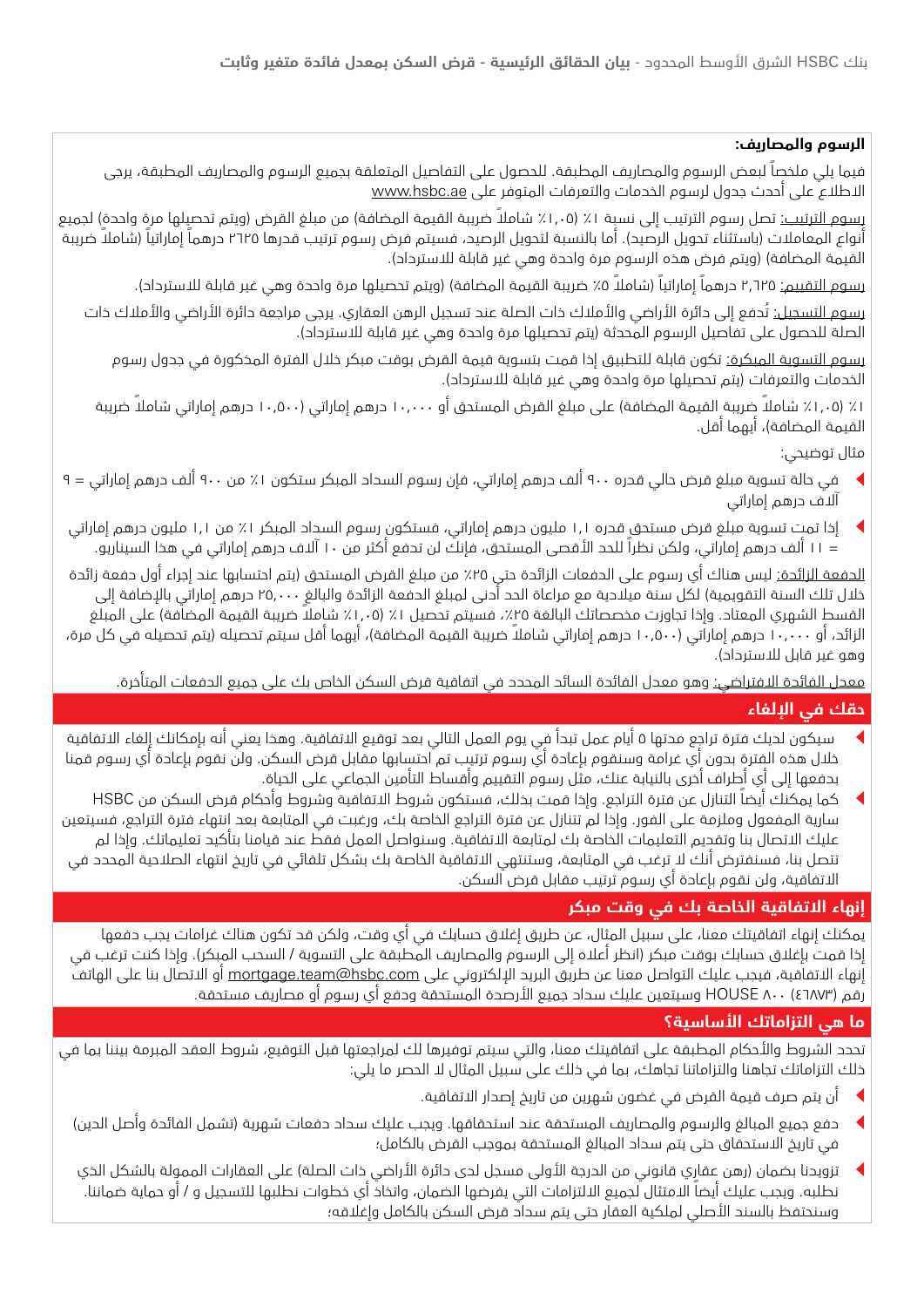**الرسوم والمصاريف:**

فيما يلي ملخصاً لبعض الرسوم والمصاريف المطبقة. للحصول على التفاصيل المتعلقة بجميع الرسوم والمصاريف المطبقة، يرجى الاطلاع على أحدث جدول لرسوم الخدمات والتعرفات المتوفر على www.hsbc.ae

رسوم الترتيب: تصل رسوم الترتيب إلى نسبة ١٪ (١,٠٥٪ شاملاً ضريبة القيمة المضافة) من مبلغ القرض (ويتم تحصيلها مرة واحدة) لجميع أنواع المعاملات (باستثناء تحويل الرصيد). أما بالنسبة لتحويل الرصيد، فسيتم فرض رسوم ترتيب قدرها ٢٦٢٥ درهماً إماراتياً (شاملاً ضريبة القيمة المضافة) (ويتم فرض هذه الرسوم مرة واحدة وهي غير قابلة للاسترداد).

رسوم التقييم: ٢,٦٢٥ درهماً إماراتياً (شاملاً ٥٪ ضريبة القيمة المضافة) (ويتم تحصيلها مرة واحدة وهي غير قابلة للاسترداد).

رسوم التسجيل: تُدفع إلى دائرة الأراضي والأملاك ذات الصلة عند تسجيل الرهن العقاري. يرجى مراجعة دائرة الأراضي والأملاك ذات الصلة للحصول على تفاصيل الرسوم المحدثة (يتم تحصيلها مرة واحدة وهي غير قابلة للاسترداد).

رسوم التسوية المبكرة: تكون قابلة للتطبيق إذا قمت بتسوية قيمة القرض بوقت مبكر خلال الفترة المذكورة في جدول رسوم الخدمات والتعرفات (يتم تحصيلها مرة واحدة وهي غير قابلة للاسترداد).

١٪ (١,٠٥٪ شاملاً ضريبة القيمة المضافة) على مبلغ القرض المستحق أو ١٠,٠٠٠ درهم إماراتي (١٠,٥٠٠ درهم إماراتي شاملاً ضريبة القيمة المضافة)، أيهما أقل.

مثال توضيحي:

- في حالة تسوية مبلغ قرض حالي قدره ٩٠٠ ألف درهم إماراتي، فإن رسوم السداد المبكر ستكون ١٪ من ٩٠٠ ألف درهم إماراتي = ٩ آلاف درهم إماراتي
- إذا تمت تسوية مبلغ قرض مستحق قدره ١,١ مليون درهم إماراتي، فستكون رسوم السداد المبكر ١٪ من ١,١ مليون درهم إماراتي = ١١ ألف درهم إماراتي، ولكن نظراً للحد الأقصى المستحق، فإنك لن تدفع أكثر من ١٠ آلاف درهم إماراتي في هذا السيناريو.

الدفعة الزائدة: ليس هناك أي رسوم على الدفعات الزائدة حتى ٢٥٪ من مبلغ القرض المستحق (يتم احتسابها عند إجراء أول دفعة زائدة خلال تلك السنة التقويمية) لكل سنة ميلادية مع مراعاة الحد أدنى لمبلغ الدفعة الزائدة والبالغ ٢٥,٠٠٠ درهم إماراتي بالإضافة إلى القسط الشهري المعتاد. وإذا تجاوزت مخصصاتك البالغة ٢٥٪، فسيتم تحصيل ١٪ (١,٠٥٪ شاملاً ضريبة القيمة المضافة) على المبلغ الزائد، أو ١٠,٠٠٠ درهم إماراتي (١٠,٥٠٠ درهم إماراتي شاملاً ضريبة القيمة المضافة)، أيهما أقل سيتم تحصيله (يتم تحصيله في كل مرة، وهو غير قابل للاسترداد).

معدل الفائدة الافتراضي: وهو معدل الفائدة السائد المحدد في اتفاقية قرض السكن الخاص بك على جميع الدفعات المتأخرة.

## حقك في الإلغاء

- سيكون لديك فترة تراجع مدتها ٥ أيام عمل تبدأ في يوم العمل التالي بعد توقيع الاتفاقية. وهذا يعني أنه بإمكانك إلغاء الاتفاقية خلال هذه الفترة بدون أي غرامة وسنقوم بإعادة أي رسوم ترتيب تم احتسابها مقابل قرض السكن. ولن نقوم بإعادة أي رسوم قمنا بدفعها إلى أي أطراف أخرى بالنيابة عنك، مثل رسوم التقييم وأقساط التأمين الجماعي على الحياة.
- كما يمكنك أيضاً التنازل عن فترة التراجع. وإذا قمت بذلك، فستكون شروط الاتفاقية وشروط وأحكام قرض السكن من HSBC سارية المفعول وملزمة على الفور. وإذا لم تتنازل عن فترة التراجع الخاصة بك، ورغبت في المتابعة بعد انتهاء فترة التراجع، فسيتعين عليك الاتصال بنا وتقديم التعليمات الخاصة بك لمتابعة الاتفاقية. وسنواصل العمل فقط عند قيامنا بتأكيد تعليماتك. وإذا لم تتصل بنا، فسنفترض أنك لا ترغب في المتابعة، وستنتهي الاتفاقية الخاصة بك بشكل تلقائي في تاريخ انتهاء الصلاحية المحدد في الاتفاقية، ولن نقوم بإعادة أي رسوم ترتيب مقابل قرض السكن.

## إنهاء الاتفاقية الخاصة بك في وقت مبكر

يمكنك إنهاء اتفاقيتك معنا، على سبيل المثال، عن طريق إغلاق حسابك في أي وقت، ولكن قد تكون هناك غرامات يجب دفعها إذا قمت بإغلاق حسابك بوقت مبكر (انظر أعلاه إلى الرسوم والمصاريف المطبقة على التسوية / السحب المبكر). وإذا كنت ترغب في إنهاء الاتفاقية، فيجب عليك التواصل معنا عن طريق البريد الإلكتروني على mortgage.team@hsbc.com أو الاتصال بنا على الهاتف رقم (٤٦٨٧٣) HOUSE ٨٠٠ وسيتعين عليك سداد جميع الأرصدة المستحقة ودفع أي رسوم أو مصاريف مستحقة.

## ما هي التزاماتك الأساسية؟

تحدد الشروط والأحكام المطبقة على اتفاقيتك معنا، والتي سيتم توفيرها لك لمراجعتها قبل التوقيع، شروط العقد المبرمة بيننا بما في ذلك التزاماتك تجاهنا والتزاماتنا تجاهك، بما في ذلك على سبيل المثال لا الحصر ما يلي:

- أن يتم صرف قيمة القرض في غضون شهرين من تاريخ إصدار الاتفاقية.
- دفع جميع المبالغ والرسوم والمصاريف المستحقة عند استحقاقها. ويجب عليك سداد دفعات شهرية (تشمل الفائدة وأصل الدين) في تاريخ الاستحقاق حتى يتم سداد المبالغ المستحقة بموجب القرض بالكامل؛
- تزويدنا بضمان (رهن عقاري قانوني من الدرجة الأولى مسجل لدى دائرة الأراضي ذات الصلة) على العقارات الممولة بالشكل الذي نطلبه. ويجب عليك أيضاً الامتثال لجميع الالتزامات التي يفرضها الضمان، واتخاذ أي خطوات نطلبها للتسجيل و / أو حماية ضماننا. وسنحتفظ بالسند الأصلي لملكية العقار حتى يتم سداد قرض السكن بالكامل وإغلاقه؛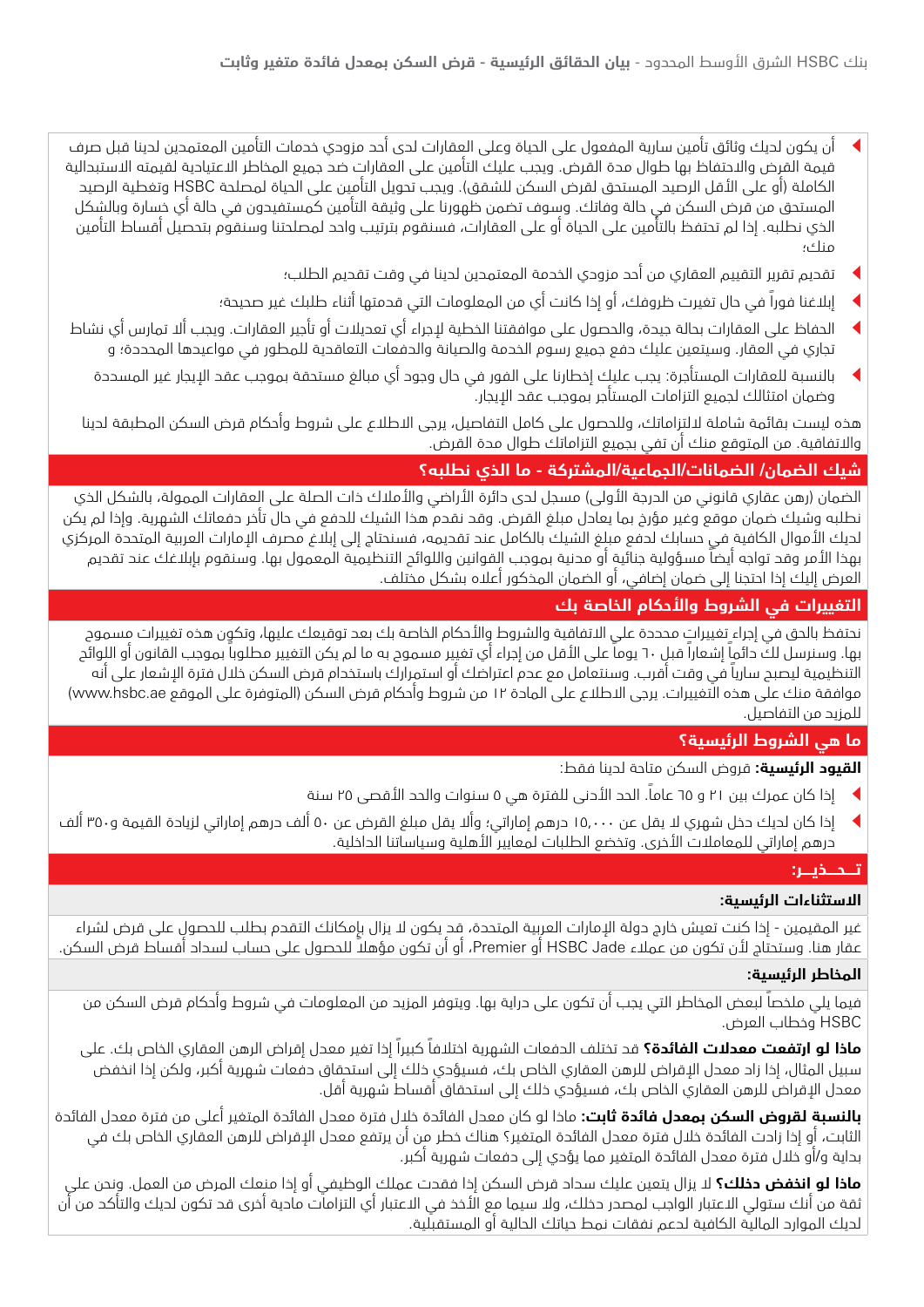- أن يكون لديك وثائق تأمين سارية المفعول على الحياة وعلى العقارات لدى أحد مزودي خدمات التأمين المعتمدين لدينا قبل صرف قيمة القرض والاحتفاظ بها طوال مدة القرض. ويجب عليك التأمين على العقارات ضد جميع المخاطر الاعتيادية لقيمته الاستبدالية الكاملة (أو على الأقل الرصيد المستحق لقرض السكن للشقق). ويجب تحويل التأمين على الحياة لمصلحة HSBC وتغطية الرصيد المستحق من قرض السكن في حالة وفاتك. وسوف تضمن ظهورنا على وثيقة التأمين كمستفيدون في حالة أي خسارة وبالشكل الذي نطلبه. إذا لم تحتفظ بالتأمين على الحياة أو على العقارات، فسنقوم بترتيب واحد لمصلحتنا وسنقوم بتحصيل أقساط التأمين منك؛
- تقديم تقرير التقييم العقاري من أحد مزودي الخدمة المعتمدين لدينا في وقت تقديم الطلب؛
- إبلاغنا فوراً في حال تغيرت ظروفك، أو إذا كانت أي من المعلومات التي قدمتها أثناء طلبك غير صحيحة؛
- الحفاظ على العقارات بحالة جيدة، والحصول على موافقتنا الخطية لإجراء أي تعديلات أو تأجير العقارات. ويجب ألا تمارس أي نشاط تجاري في العقار. وسيتعين عليك دفع جميع رسوم الخدمة والصيانة والدفعات التعاقدية للمطور في مواعيدها المحددة؛ و
- بالنسبة للعقارات المستأجرة: يجب عليك إخطارنا على الفور في حال وجود أي مبالغ مستحقة بموجب عقد الإيجار غير المسددة وضمان امتثالك لجميع التزامات المستأجر بموجب عقد الإيجار.

هذه ليست بقائمة شاملة لالتزاماتك، وللحصول على كامل التفاصيل، يرجى الاطلاع على شروط وأحكام قرض السكن المطبقة لدينا والاتفاقية. من المتوقع منك أن تفي بجميع التزاماتك طوال مدة القرض.

## شيك الضمان/ الضمانات/الجماعية/المشتركة - ما الذي نطلبه؟

الضمان (رهن عقاري قانوني من الدرجة الأولى) مسجل لدى دائرة الأراضي والأملاك ذات الصلة على العقارات الممولة، بالشكل الذي نطلبه وشيك ضمان موقع وغير مؤرخ بما يعادل مبلغ القرض. وقد نقدم هذا الشيك للدفع في حال تأخر دفعاتك الشهرية. وإذا لم يكن لديك الأموال الكافية في حسابك لدفع مبلغ الشيك بالكامل عند تقديمه، فسنحتاج إلى إبلاغ مصرف الإمارات العربية المتحدة المركزي بهذا الأمر وقد تواجه أيضاً مسؤولية جنائية أو مدنية بموجب القوانين واللوائح التنظيمية المعمول بها. وسنقوم بإبلاغك عند تقديم العرض إليك إذا احتجنا إلى ضمان إضافي، أو الضمان المذكور أعلاه بشكل مختلف.

## التغييرات في الشروط والأحكام الخاصة بك

نحتفظ بالحق في إجراء تغييراتٍ محددة على الاتفاقية والشروط والأحكام الخاصة بك بعد توقيعك عليها، وتكون هذه تغييرات مسموح بها. وسنرسل لك دائماً إشعاراً قبل ٦٠ يوماً على الأقل من إجراء أي تغيير مسموح به ما لم يكن التغيير مطلوباً بموجب القانون أو اللوائح التنظيمية ليصبح سارياً في وقت أقرب. وسنتعامل مع عدم اعتراضك أو استمرارك باستخدام قرض السكن خلال فترة الإشعار على أنه موافقة منك على هذه التغييرات. يرجى الاطلاع على المادة ١٢ من شروط وأحكام قرض السكن (المتوفرة على الموقع www.hsbc.ae) للمزيد من التفاصيل.

## ما هي الشروط الرئيسية؟

**القيود الرئيسية:** قروض السكن متاحة لدينا فقط:

- إذا كان عمرك بين ٢١ و ٦٥ عاماً. الحد الأدنى للفترة هي ٥ سنوات والحد الأقصى ٢٥ سنة
- إذا كان لديك دخل شهري لا يقل عن ١٥،٠٠٠ درهم إماراتي؛ وألا يقل مبلغ القرض عن ٥٠ ألف درهم إماراتي لزيادة القيمة و٣٥٠ ألف درهم إماراتي للمعاملات الأخرى. وتخضع الطلبات لمعايير الأهلية وسياساتنا الداخلية.

## تــحــذيــر:

### الاستثناءات الرئيسية:

غير المقيمين - إذا كنت تعيش خارج دولة الإمارات العربية المتحدة، قد يكون لا يزال بإمكانك التقدم بطلب للحصول على قرض لشراء عقار هنا. وستحتاج لأن تكون من عملاء HSBC Jade أو Premier، أو أن تكون مؤهلاً للحصول على حساب لسداد أقساط قرض السكن.

### المخاطر الرئيسية:

فيما يلي ملخصاً لبعض المخاطر التي يجب أن تكون على دراية بها. ويتوفر المزيد من المعلومات في شروط وأحكام قرض السكن من HSBC وخطاب العرض.

**ماذا لو ارتفعت معدلات الفائدة؟** قد تختلف الدفعات الشهرية اختلافاً كبيراً إذا تغير معدل إقراض الرهن العقاري الخاص بك. على سبيل المثال، إذا زاد معدل الإقراض للرهن العقاري الخاص بك، فسيؤدي ذلك إلى استحقاق دفعات شهرية أكبر، ولكن إذا انخفض معدل الإقراض للرهن العقاري الخاص بك، فسيؤدي ذلك إلى استحقاق أقساط شهرية أقل.

**بالنسبة لقروض السكن بمعدل فائدة ثابت:** ماذا لو كان معدل الفائدة خلال فترة معدل الفائدة المتغير أعلى من فترة معدل الفائدة الثابت، أو إذا زادت الفائدة خلال فترة معدل الفائدة المتغير؟ هناك خطر من أن يرتفع معدل الإقراض للرهن العقاري الخاص بك في بداية و/أو خلال فترة معدل الفائدة المتغير مما يؤدي إلى دفعات شهرية أكبر.

**ماذا لو انخفض دخلك؟** لا يزال يتعين عليك سداد قرض السكن إذا فقدت عملك الوظيفي أو إذا منعك المرض من العمل. ونحن على ثقة من أنك ستولي الاعتبار الواجب لمصدر دخلك، ولا سيما مع الأخذ في الاعتبار أي التزامات مادية أخرى قد تكون لديك والتأكد من أن لديك الموارد المالية الكافية لدعم نفقات نمط حياتك الحالية أو المستقبلية.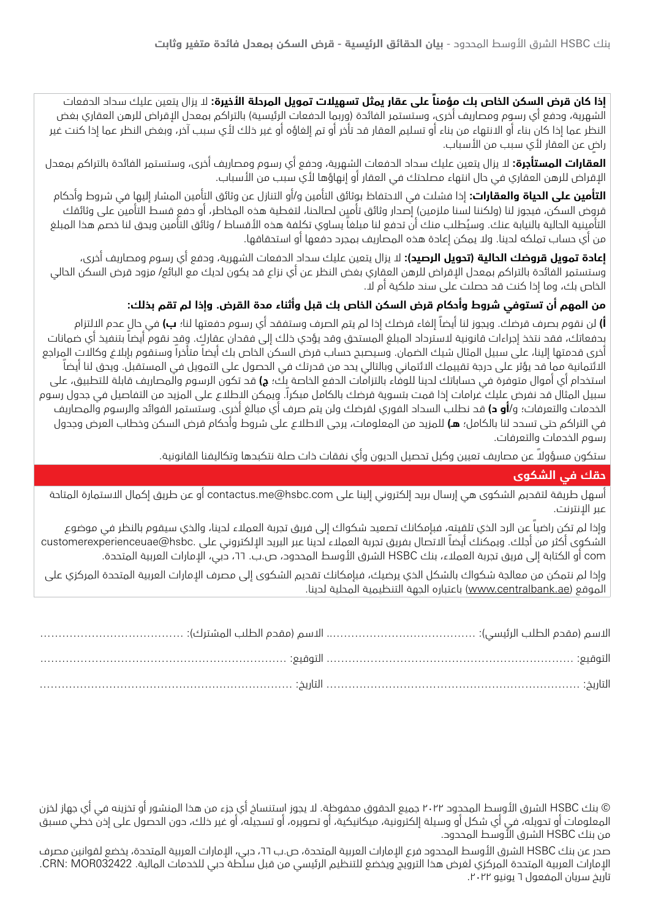**إذا كان قرض السكن الخاص بك مؤمناً على عقار يمثل تسهيلات تمويل المرحلة الأخيرة:** لا يزال يتعين عليك سداد الدفعات الشهرية، ودفع أي رسوم ومصاريف أخرى، وستستمر الفائدة (وربما الدفعات الرئيسية) بالتراكم بمعدل الإقراض للرهن العقاري بغض النظر عما إذا كان بناء أو الانتهاء من بناء أو تسليم العقار قد تأخر أو تم إلغاؤه أو غير ذلك لأي سبب آخر، وبغض النظر عما إذا كنت غير راضٍ عن العقار لأي سبب من الأسباب.

**العقارات المستأجرة:** لا يزال يتعين عليك سداد الدفعات الشهرية، ودفع أي رسوم ومصاريف أخرى، وستستمر الفائدة بالتراكم بمعدل الإقراض للرهن العقاري في حال انتهاء مصلحتك في العقار أو إنهاؤها لأي سبب من الأسباب.

**التأمين على الحياة والعقارات:** إذا فشلت في الاحتفاظ بوثائق التأمين و/أو التنازل عن وثائق التأمين المشار إليها في شروط وأحكام قروض السكن، فيجوز لنا (ولكننا لسنا ملزمين) إصدار وثائق تأمين لصالحنا، لتغطية هذه المخاطر، أو دفع قسط التأمين على وثائقك التأمينية الحالية بالنيابة عنك. وسيُطلب منك أن تدفع لنا مبلغاً يساوي تكلفة هذه الأقساط / وثائق التأمين ويحق لنا خصم هذا المبلغ من أي حساب تملكه لدينا. ولا يمكن إعادة هذه المصاريف بمجرد دفعها أو استحقاقها.

**إعادة تمويل قروضك الحالية (تحويل الرصيد):** لا يزال يتعين عليك سداد الدفعات الشهرية، ودفع أي رسوم ومصاريف أخرى، وستستمر الفائدة بالتراكم بمعدل الإقراض للرهن العقاري بغض النظر عن أي نزاع قد يكون لديك مع البائع/ مزود قرض السكن الحالي الخاص بك، وما إذا كنت قد حصلت على سند ملكية أم لا.

**من المهم أن تستوفي شروط وأحكام قرض السكن الخاص بك قبل وأثناء مدة القرض. وإذا لم تقم بذلك:**

**أ)** لن نقوم بصرف قرضك. ويجوز لنا أيضاً إلغاء قرضك إذا لم يتم الصرف وستفقد أي رسوم دفعتها لنا؛ **ب)** في حال عدم الالتزام بدفعاتك، فقد نتخذ إجراءات قانونية لاسترداد المبلغ المستحق وقد يؤدي ذلك إلى فقدان عقارك. وقد نقوم أيضاً بتنفيذ أي ضمانات أخرى قدمتها إلينا، على سبيل المثال شيك الضمان. وسيصبح حساب قرض السكن الخاص بك أيضاً متأخراً وسنقوم بإبلاغ وكالات المراجع الائتمانية مما قد يؤثر على درجة تقييمك الائتماني وبالتالي يحد من قدرتك في الحصول على التمويل في المستقبل. ويحق لنا أيضاً استخدام أي أموال متوفرة في حساباتك لدينا للوفاء بالتزامات الدفع الخاصة بك؛ **ج)** قد تكون الرسوم والمصاريف قابلة للتطبيق، على سبيل المثال قد نفرض عليك غرامات إذا قمت بتسوية قرضك بالكامل مبكراً. ويمكن الاطلاع على المزيد من التفاصيل في جدول رسوم الخدمات والتعرفات؛ و/**أو د)** قد نطلب السداد الفوري لقرضك ولن يتم صرف أي مبالغ أخرى. وستستمر الفوائد والرسوم والمصاريف في التراكم حتى تسدد لنا بالكامل؛ **هـ)** للمزيد من المعلومات، يرجى الاطلاع على شروط وأحكام قرض السكن وخطاب العرض وجدول رسوم الخدمات والتعرفات.

ستكون مسؤولاً عن مصاريف تعيين وكيل تحصيل الديون وأي نفقات ذات صلة نتكبدها وتكاليفنا القانونية.

## حقك في الشكوى

أسهل طريقة لتقديم الشكوى هي إرسال بريد إلكتروني إلينا على contactus.me@hsbc.com أو عن طريق إكمال الاستمارة المتاحة عبر الإنترنت.

وإذا لم تكن راضياً عن الرد الذي تلقيته، فبإمكانك تصعيد شكواك إلى فريق تجربة العملاء لدينا، والذي سيقوم بالنظر في موضوع الشكوى أكثر من أجلك. ويمكنك أيضاً الاتصال بفريق تجربة العملاء لدينا عبر البريد الإلكتروني على customerexperienceuae@hsbc.com أو الكتابة إلى فريق تجربة العملاء، بنك HSBC الشرق الأوسط المحدود، ص.ب. ٦٦، دبي، الإمارات العربية المتحدة.

وإذا لم نتمكن من معالجة شكواك بالشكل الذي يرضيك، فبإمكانك تقديم الشكوى إلى مصرف الإمارات العربية المتحدة المركزي على الموقع (www.centralbank.ae) باعتباره الجهة التنظيمية المحلية لدينا.

الاسم (مقدم الطلب الرئيسي): ........................................ الاسم (مقدم الطلب المشترك): ........................................

التوقيع: ........................................ التوقيع: ........................................

التاريخ: ........................................ التاريخ: ........................................

© بنك HSBC الشرق الأوسط المحدود ٢٠٢٢ جميع الحقوق محفوظة. لا يجوز استنساخ أي جزء من هذا المنشور أو تخزينه في أي جهاز لخزن المعلومات أو تحويله، في أي شكل أو وسيلة إلكترونية، ميكانيكية، أو تصويره، أو تسجيله، أو غير ذلك، دون الحصول على إذن خطي مسبق من بنك HSBC الشرق الأوسط المحدود.

صدر عن بنك HSBC الشرق الأوسط المحدود فرع الإمارات العربية المتحدة، ص.ب ٦٦، دبي، الإمارات العربية المتحدة، يخضع لقوانين مصرف الإمارات العربية المتحدة المركزي لغرض هذا الترويج ويخضع للتنظيم الرئيسي من قبل سلطة دبي للخدمات المالية. CRN: MOR032422.
تاريخ سريان المفعول ٦ يونيو ٢٠٢٢.